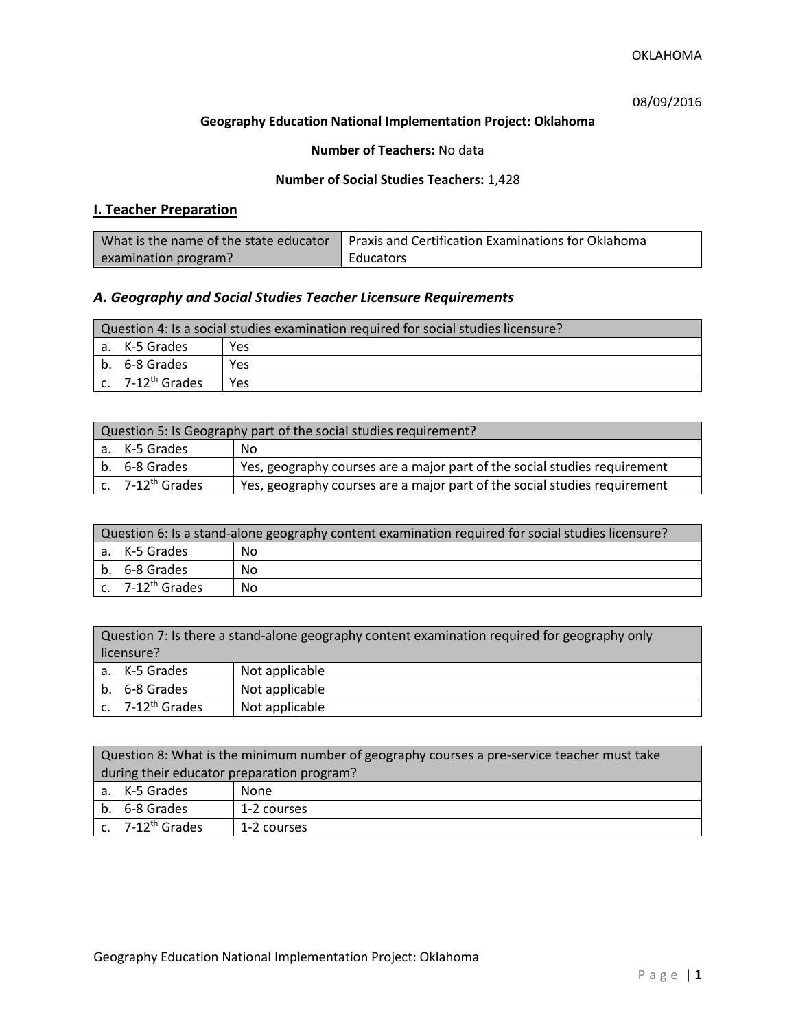OKLAHOMA

08/09/2016

**Geography Education National Implementation Project: Oklahoma**

**Number of Teachers:** No data

**Number of Social Studies Teachers:** 1,428

## I. Teacher Preparation

| What is the name of the state educator examination program? | Praxis and Certification Examinations for Oklahoma Educators |
|---|---|

### *A. Geography and Social Studies Teacher Licensure Requirements*

| Question 4: Is a social studies examination required for social studies licensure? | |
|---|---|
| a. K-5 Grades | Yes |
| b. 6-8 Grades | Yes |
| c. 7-12th Grades | Yes |

| Question 5: Is Geography part of the social studies requirement? | |
|---|---|
| a. K-5 Grades | No |
| b. 6-8 Grades | Yes, geography courses are a major part of the social studies requirement |
| c. 7-12th Grades | Yes, geography courses are a major part of the social studies requirement |

| Question 6: Is a stand-alone geography content examination required for social studies licensure? | |
|---|---|
| a. K-5 Grades | No |
| b. 6-8 Grades | No |
| c. 7-12th Grades | No |

| Question 7: Is there a stand-alone geography content examination required for geography only licensure? | |
|---|---|
| a. K-5 Grades | Not applicable |
| b. 6-8 Grades | Not applicable |
| c. 7-12th Grades | Not applicable |

| Question 8: What is the minimum number of geography courses a pre-service teacher must take during their educator preparation program? | |
|---|---|
| a. K-5 Grades | None |
| b. 6-8 Grades | 1-2 courses |
| c. 7-12th Grades | 1-2 courses |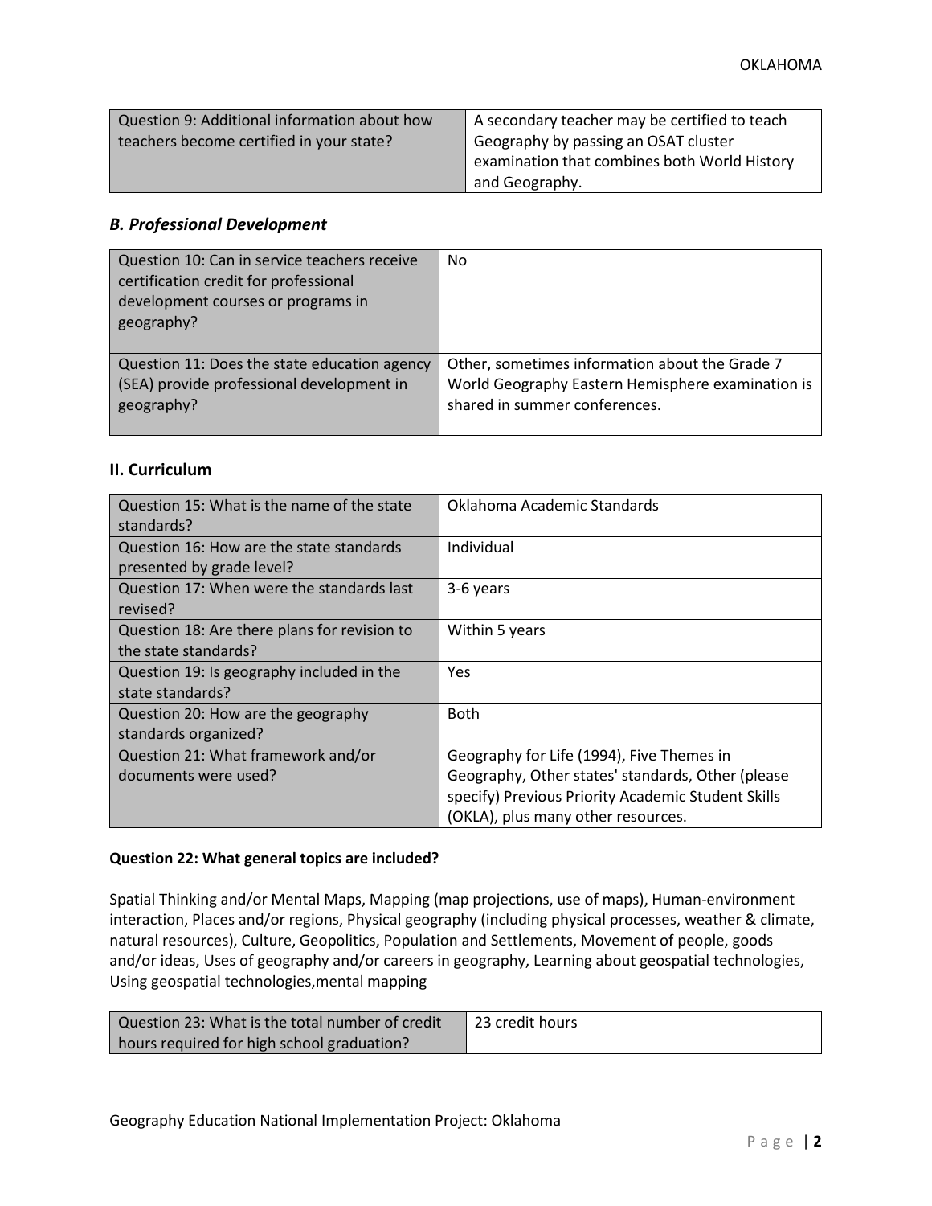| Question 9: Additional information about how teachers become certified in your state? | A secondary teacher may be certified to teach Geography by passing an OSAT cluster examination that combines both World History and Geography. |
|---|---|

### *B. Professional Development*

| Question 10: Can in service teachers receive certification credit for professional development courses or programs in geography? | No |
|---|---|
| Question 11: Does the state education agency (SEA) provide professional development in geography? | Other, sometimes information about the Grade 7 World Geography Eastern Hemisphere examination is shared in summer conferences. |

## II. Curriculum

| Question 15: What is the name of the state standards? | Oklahoma Academic Standards |
|---|---|
| Question 16: How are the state standards presented by grade level? | Individual |
| Question 17: When were the standards last revised? | 3-6 years |
| Question 18: Are there plans for revision to the state standards? | Within 5 years |
| Question 19: Is geography included in the state standards? | Yes |
| Question 20: How are the geography standards organized? | Both |
| Question 21: What framework and/or documents were used? | Geography for Life (1994), Five Themes in Geography, Other states' standards, Other (please specify) Previous Priority Academic Student Skills (OKLA), plus many other resources. |

**Question 22: What general topics are included?**

Spatial Thinking and/or Mental Maps, Mapping (map projections, use of maps), Human-environment interaction, Places and/or regions, Physical geography (including physical processes, weather & climate, natural resources), Culture, Geopolitics, Population and Settlements, Movement of people, goods and/or ideas, Uses of geography and/or careers in geography, Learning about geospatial technologies, Using geospatial technologies,mental mapping

| Question 23: What is the total number of credit hours required for high school graduation? | 23 credit hours |
|---|---|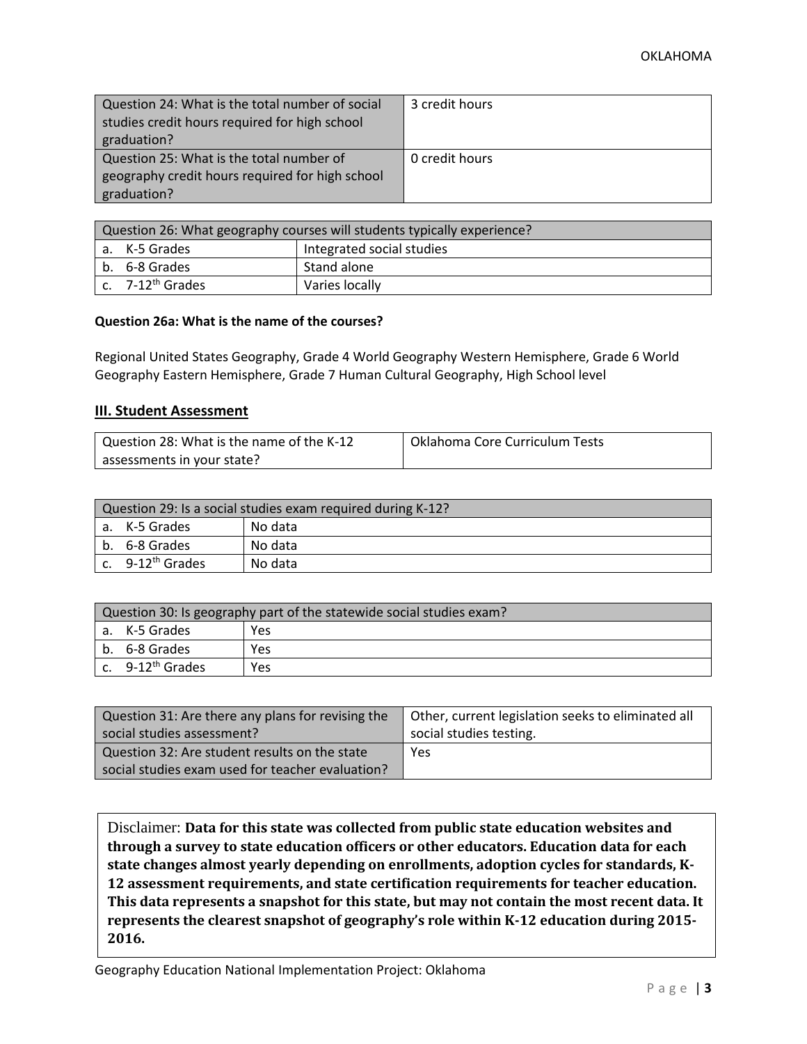| | |
|---|---|
| Question 24: What is the total number of social studies credit hours required for high school graduation? | 3 credit hours |
| Question 25: What is the total number of geography credit hours required for high school graduation? | 0 credit hours |

| Question 26: What geography courses will students typically experience? | |
|---|---|
| a. K-5 Grades | Integrated social studies |
| b. 6-8 Grades | Stand alone |
| c. 7-12th Grades | Varies locally |

**Question 26a: What is the name of the courses?**

Regional United States Geography, Grade 4 World Geography Western Hemisphere, Grade 6 World Geography Eastern Hemisphere, Grade 7 Human Cultural Geography, High School level

## III. Student Assessment

| | |
|---|---|
| Question 28: What is the name of the K-12 assessments in your state? | Oklahoma Core Curriculum Tests |

| Question 29: Is a social studies exam required during K-12? | |
|---|---|
| a. K-5 Grades | No data |
| b. 6-8 Grades | No data |
| c. 9-12th Grades | No data |

| Question 30: Is geography part of the statewide social studies exam? | |
|---|---|
| a. K-5 Grades | Yes |
| b. 6-8 Grades | Yes |
| c. 9-12th Grades | Yes |

| | |
|---|---|
| Question 31: Are there any plans for revising the social studies assessment? | Other, current legislation seeks to eliminated all social studies testing. |
| Question 32: Are student results on the state social studies exam used for teacher evaluation? | Yes |

Disclaimer: **Data for this state was collected from public state education websites and through a survey to state education officers or other educators. Education data for each state changes almost yearly depending on enrollments, adoption cycles for standards, K-12 assessment requirements, and state certification requirements for teacher education. This data represents a snapshot for this state, but may not contain the most recent data. It represents the clearest snapshot of geography's role within K-12 education during 2015-2016.**